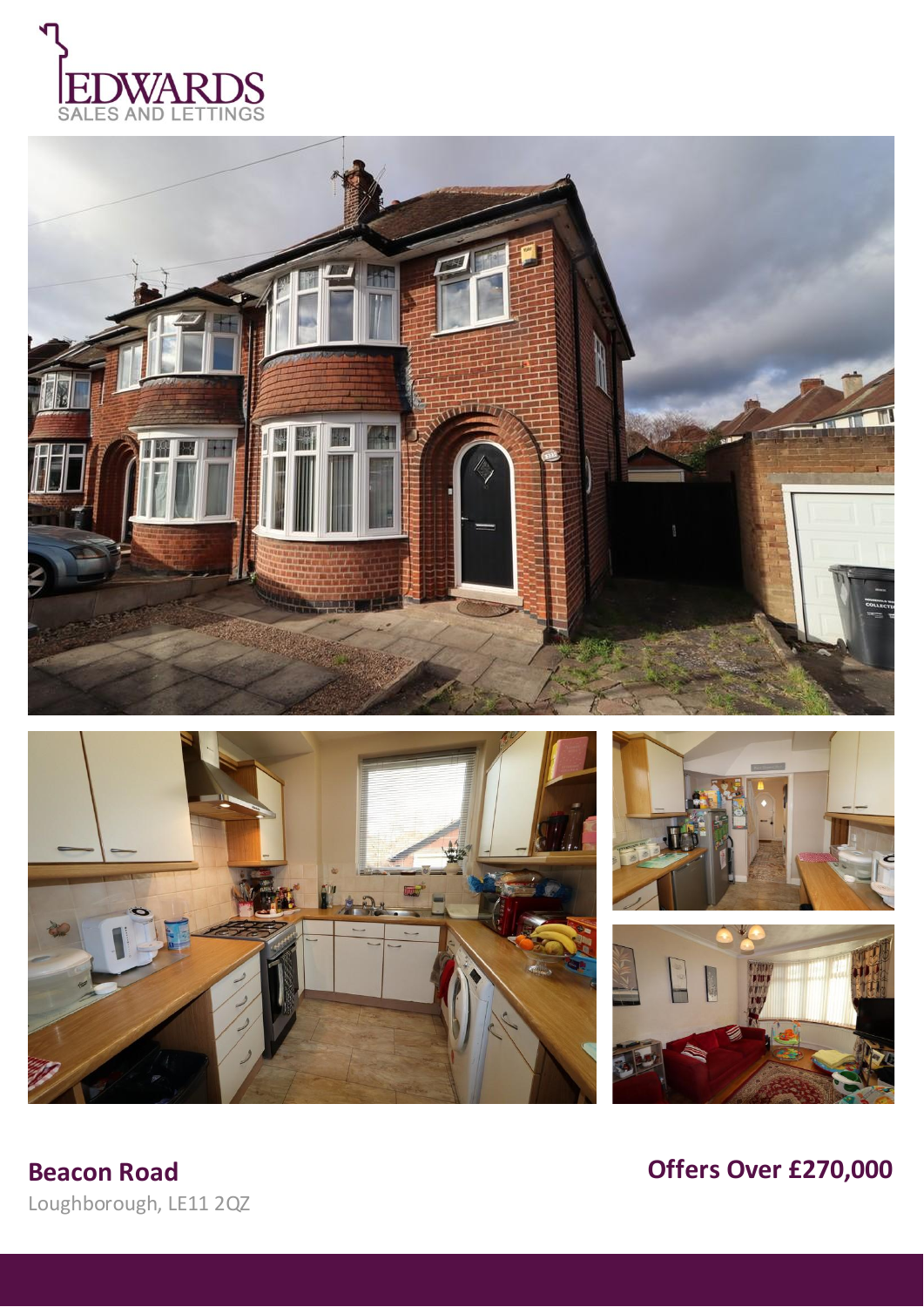EDWARDS
SALES AND LETTINGS

**Beacon Road**

Loughborough, LE11 2QZ

**Offers Over £270,000**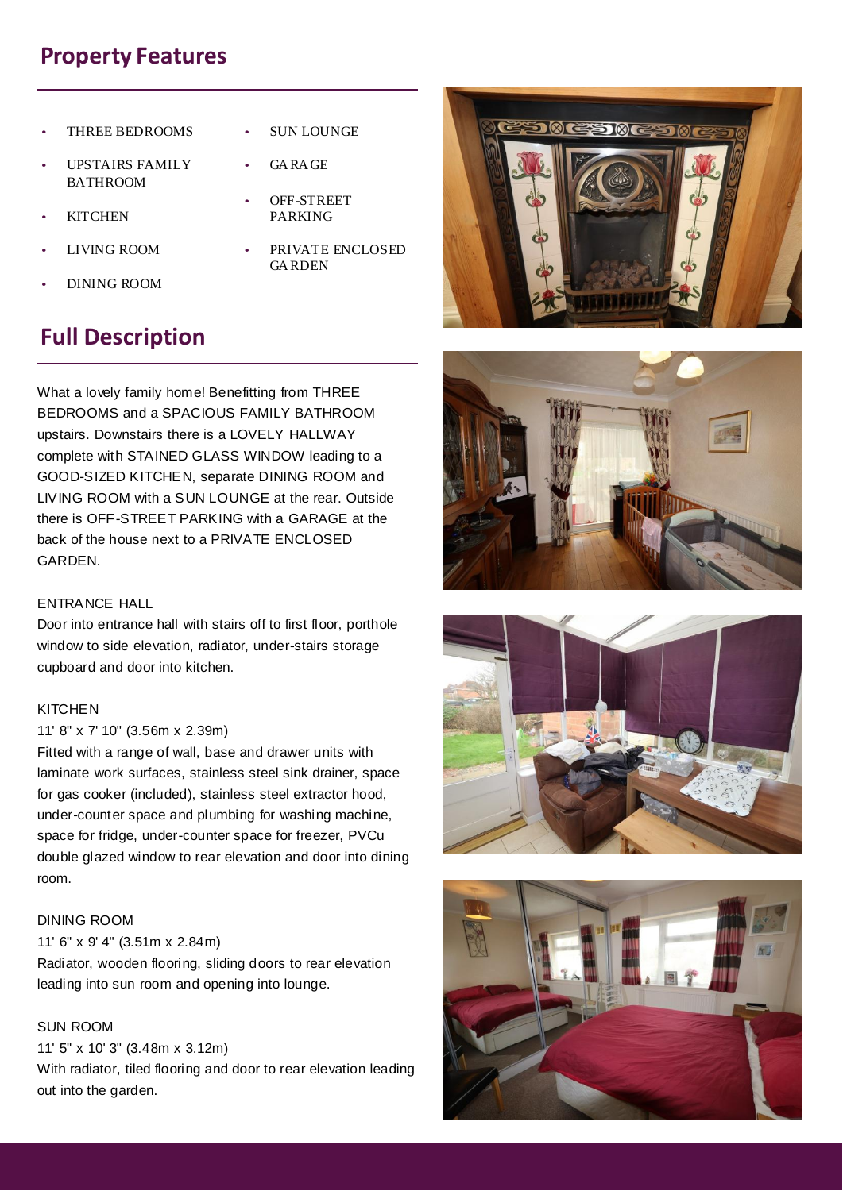## Property Features

- THREE BEDROOMS
- UPSTAIRS FAMILY BATHROOM
- KITCHEN
- LIVING ROOM
- DINING ROOM
- SUN LOUNGE
- GARAGE
- OFF-STREET PARKING
- PRIVATE ENCLOSED GARDEN

## Full Description

What a lovely family home! Benefitting from THREE BEDROOMS and a SPACIOUS FAMILY BATHROOM upstairs. Downstairs there is a LOVELY HALLWAY complete with STAINED GLASS WINDOW leading to a GOOD-SIZED KITCHEN, separate DINING ROOM and LIVING ROOM with a SUN LOUNGE at the rear. Outside there is OFF-STREET PARKING with a GARAGE at the back of the house next to a PRIVATE ENCLOSED GARDEN.

ENTRANCE HALL
Door into entrance hall with stairs off to first floor, porthole window to side elevation, radiator, under-stairs storage cupboard and door into kitchen.

KITCHEN
11' 8" x 7' 10" (3.56m x 2.39m)
Fitted with a range of wall, base and drawer units with laminate work surfaces, stainless steel sink drainer, space for gas cooker (included), stainless steel extractor hood, under-counter space and plumbing for washing machine, space for fridge, under-counter space for freezer, PVCu double glazed window to rear elevation and door into dining room.

DINING ROOM
11' 6" x 9' 4" (3.51m x 2.84m)
Radiator, wooden flooring, sliding doors to rear elevation leading into sun room and opening into lounge.

SUN ROOM
11' 5" x 10' 3" (3.48m x 3.12m)
With radiator, tiled flooring and door to rear elevation leading out into the garden.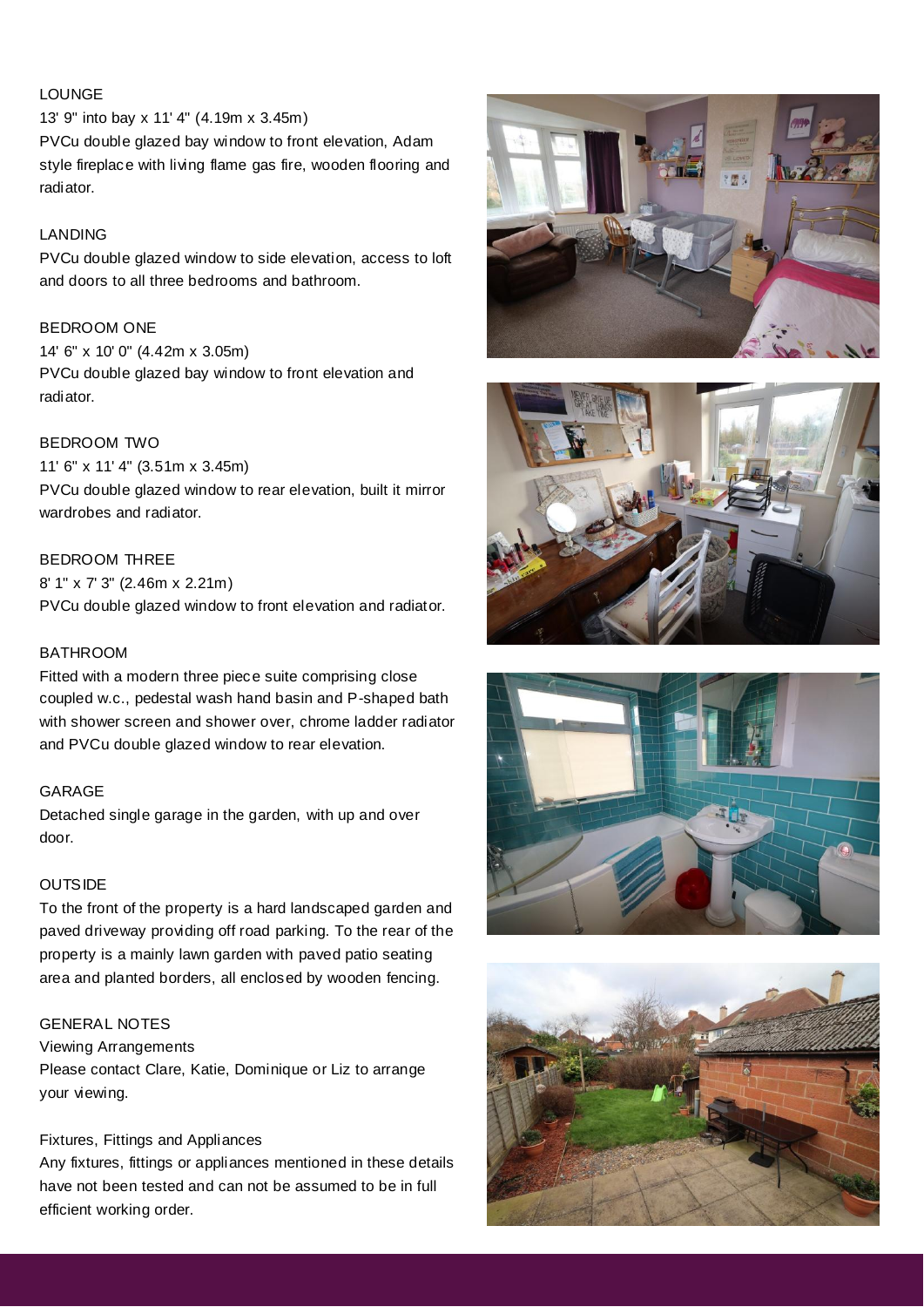LOUNGE

13' 9" into bay x 11' 4" (4.19m x 3.45m)

PVCu double glazed bay window to front elevation, Adam style fireplace with living flame gas fire, wooden flooring and radiator.

LANDING

PVCu double glazed window to side elevation, access to loft and doors to all three bedrooms and bathroom.

BEDROOM ONE

14' 6" x 10' 0" (4.42m x 3.05m)

PVCu double glazed bay window to front elevation and radiator.

BEDROOM TWO

11' 6" x 11' 4" (3.51m x 3.45m)

PVCu double glazed window to rear elevation, built it mirror wardrobes and radiator.

BEDROOM THREE

8' 1" x 7' 3" (2.46m x 2.21m)

PVCu double glazed window to front elevation and radiator.

BATHROOM

Fitted with a modern three piece suite comprising close coupled w.c., pedestal wash hand basin and P-shaped bath with shower screen and shower over, chrome ladder radiator and PVCu double glazed window to rear elevation.

GARAGE

Detached single garage in the garden, with up and over door.

OUTSIDE

To the front of the property is a hard landscaped garden and paved driveway providing off road parking. To the rear of the property is a mainly lawn garden with paved patio seating area and planted borders, all enclosed by wooden fencing.

GENERAL NOTES

Viewing Arrangements

Please contact Clare, Katie, Dominique or Liz to arrange your viewing.

Fixtures, Fittings and Appliances

Any fixtures, fittings or appliances mentioned in these details have not been tested and can not be assumed to be in full efficient working order.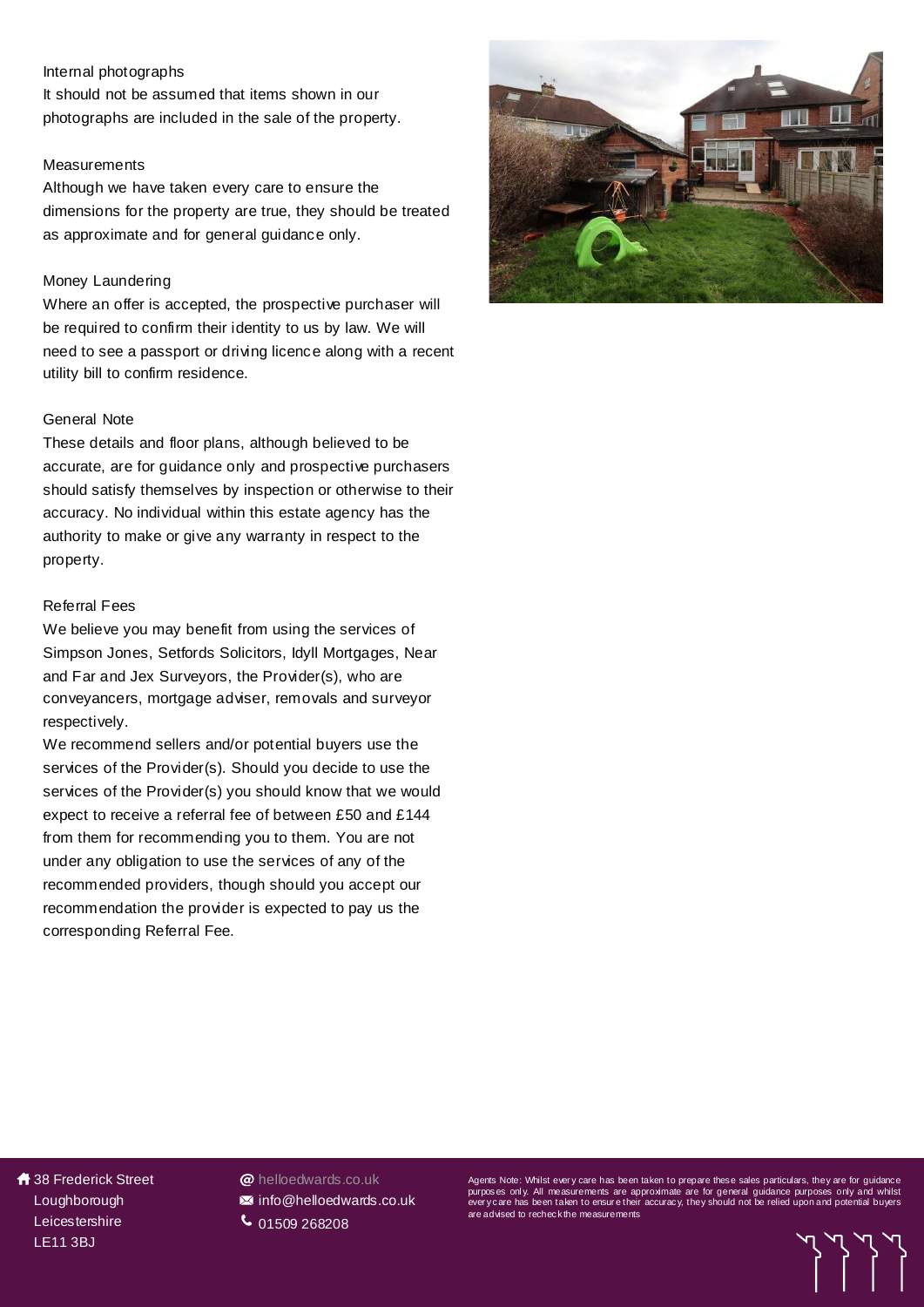## Internal photographs

It should not be assumed that items shown in our photographs are included in the sale of the property.

## Measurements

Although we have taken every care to ensure the dimensions for the property are true, they should be treated as approximate and for general guidance only.

## Money Laundering

Where an offer is accepted, the prospective purchaser will be required to confirm their identity to us by law. We will need to see a passport or driving licence along with a recent utility bill to confirm residence.

## General Note

These details and floor plans, although believed to be accurate, are for guidance only and prospective purchasers should satisfy themselves by inspection or otherwise to their accuracy. No individual within this estate agency has the authority to make or give any warranty in respect to the property.

## Referral Fees

We believe you may benefit from using the services of Simpson Jones, Setfords Solicitors, Idyll Mortgages, Near and Far and Jex Surveyors, the Provider(s), who are conveyancers, mortgage adviser, removals and surveyor respectively.

We recommend sellers and/or potential buyers use the services of the Provider(s). Should you decide to use the services of the Provider(s) you should know that we would expect to receive a referral fee of between £50 and £144 from them for recommending you to them. You are not under any obligation to use the services of any of the recommended providers, though should you accept our recommendation the provider is expected to pay us the corresponding Referral Fee.

38 Frederick Street
Loughborough
Leicestershire
LE11 3BJ

helloedwards.co.uk
info@helloedwards.co.uk
01509 268208

Agents Note: Whilst every care has been taken to prepare these sales particulars, they are for guidance purposes only. All measurements are approximate are for general guidance purposes only and whilst every care has been taken to ensure their accuracy, they should not be relied upon and potential buyers are advised to recheck the measurements